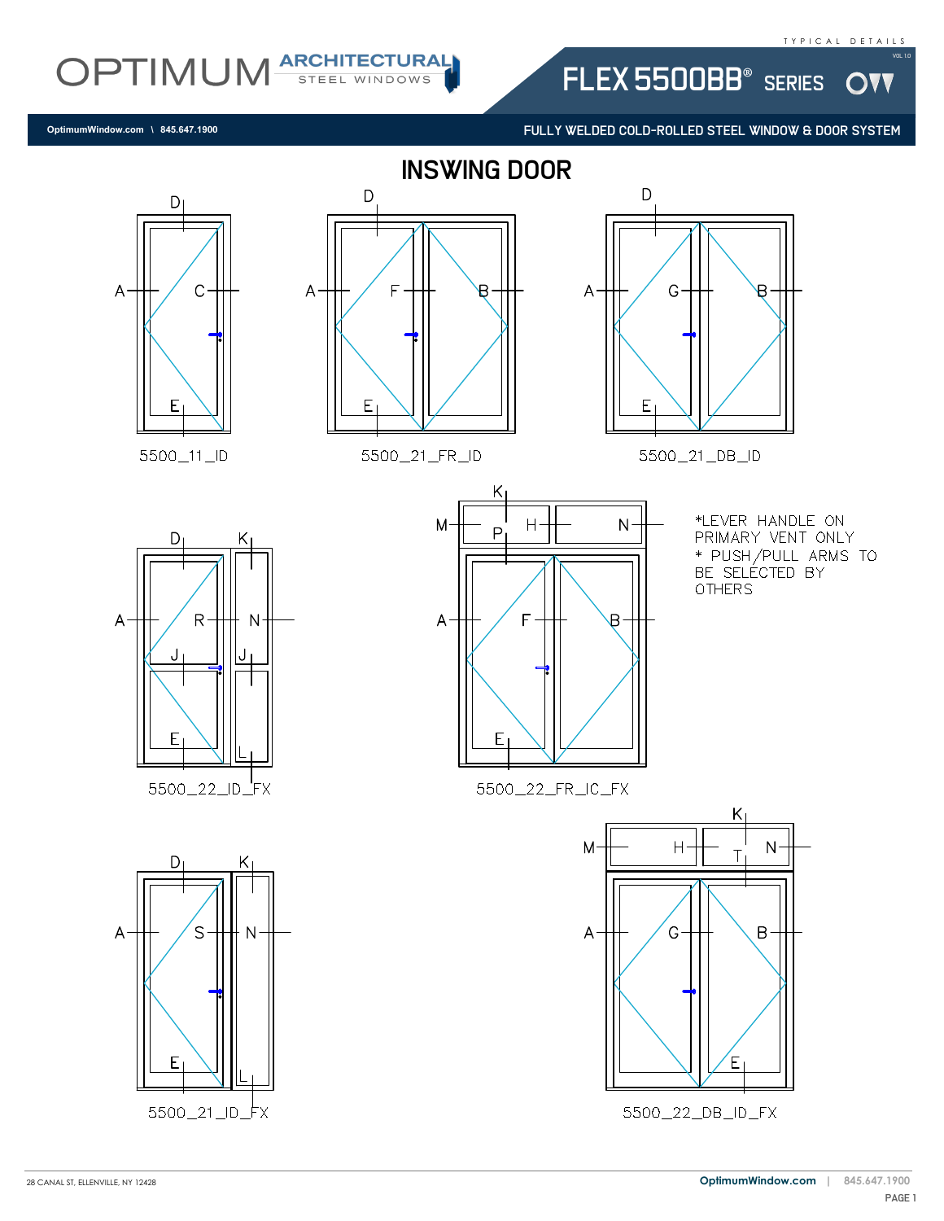OPTIMUM ARCHITECTURAL STEEL WINDOWS

TYPICAL DETAILS

# FLEX 5500BB® SERIES

OptimumWindow.com \ 845.647.1900

FULLY WELDED COLD-ROLLED STEEL WINDOW & DOOR SYSTEM

## INSWING DOOR

5500_11_ID

5500_21_FR_ID

5500_21_DB_ID

5500_22_ID_FX

5500_22_FR_IC_FX

*LEVER HANDLE ON PRIMARY VENT ONLY
* PUSH/PULL ARMS TO BE SELECTED BY OTHERS

5500_21_ID_FX

5500_22_DB_ID_FX

28 CANAL ST, ELLENVILLE, NY 12428

OptimumWindow.com | 845.647.1900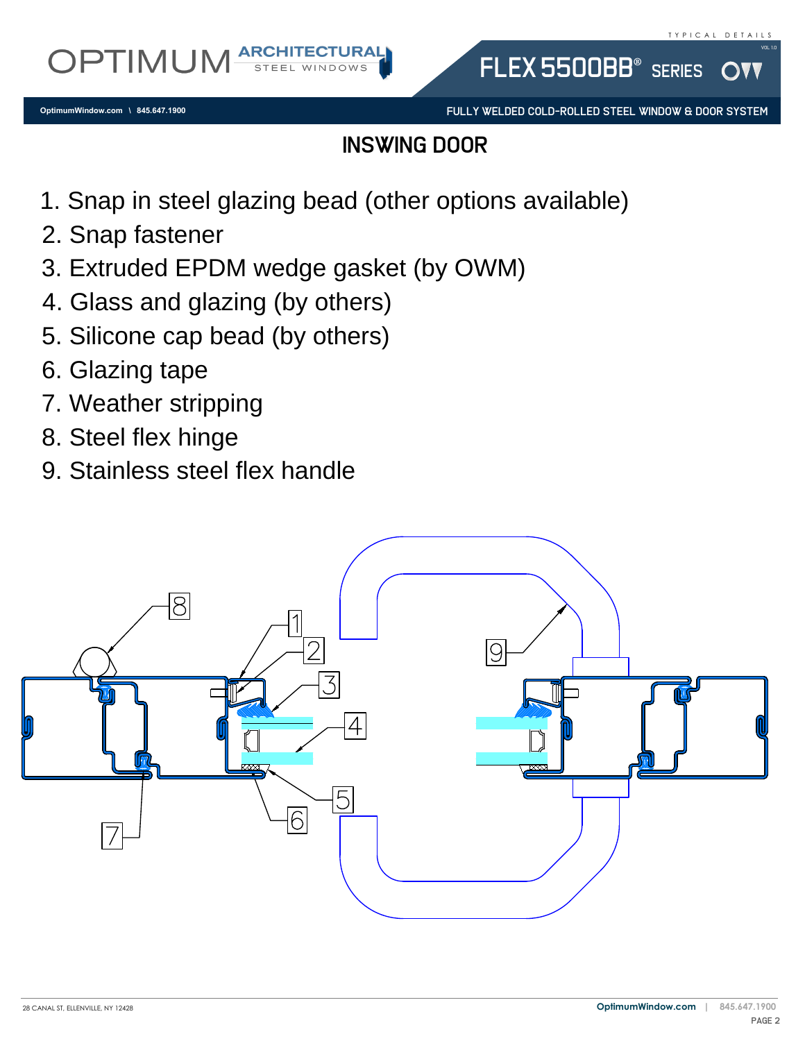# INSWING DOOR

1. Snap in steel glazing bead (other options available)
2. Snap fastener
3. Extruded EPDM wedge gasket (by OWM)
4. Glass and glazing (by others)
5. Silicone cap bead (by others)
6. Glazing tape
7. Weather stripping
8. Steel flex hinge
9. Stainless steel flex handle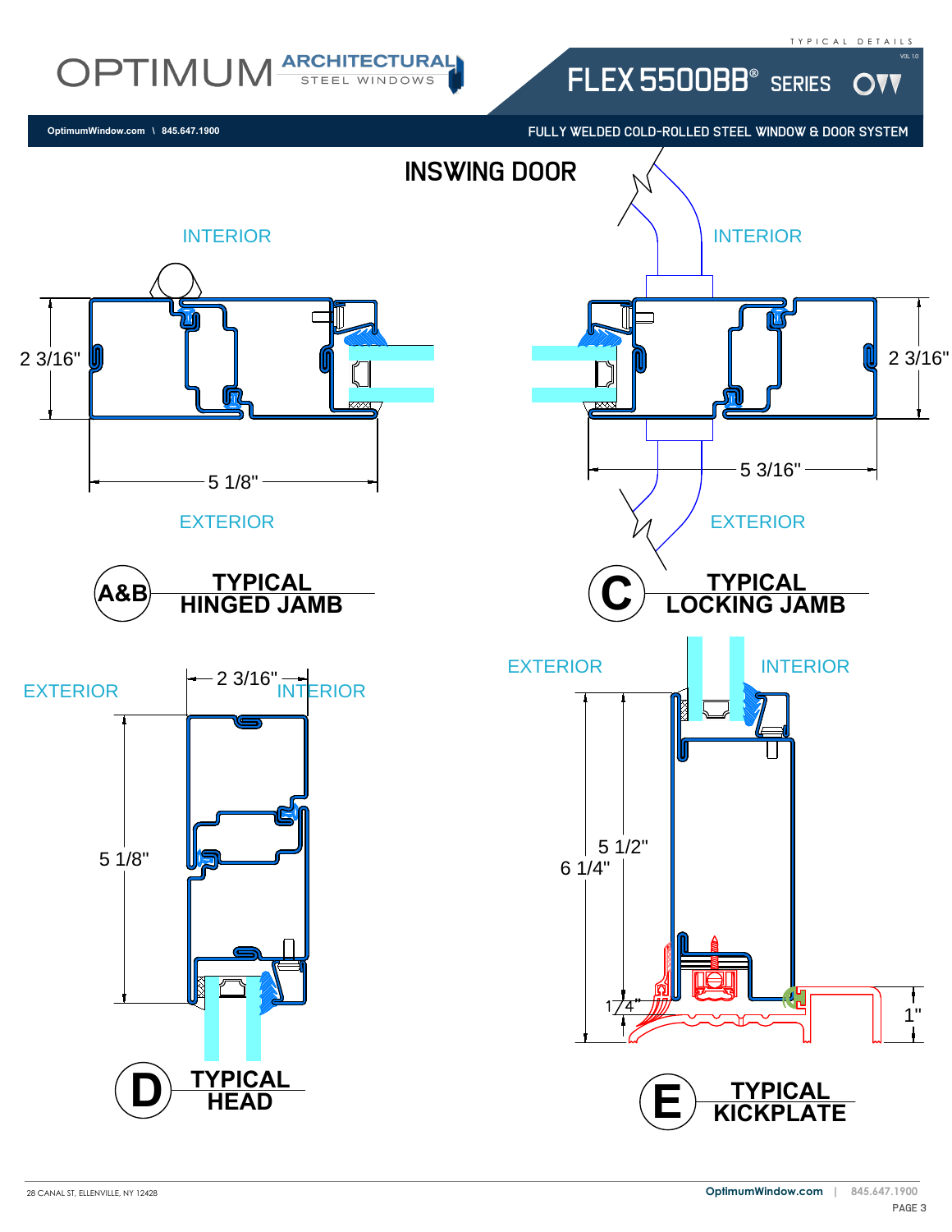# INSWING DOOR

INTERIOR

2 3/16"

5 1/8"

EXTERIOR

**A&B TYPICAL HINGED JAMB**

INTERIOR

2 3/16"

5 3/16"

EXTERIOR

**C TYPICAL LOCKING JAMB**

EXTERIOR

2 3/16"

INTERIOR

5 1/8"

**D TYPICAL HEAD**

EXTERIOR

INTERIOR

5 1/2"

6 1/4"

1/4"

1"

**E TYPICAL KICKPLATE**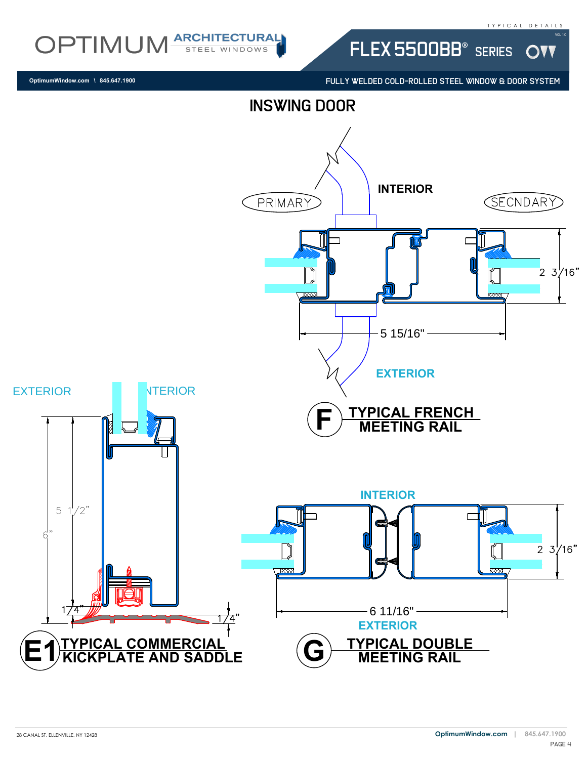# INSWING DOOR

INTERIOR

PRIMARY

SECNDARY

2 3/16"

5 15/16"

EXTERIOR

## F TYPICAL FRENCH MEETING RAIL

EXTERIOR

INTERIOR

5 1/2"

6"

1/4"

1/4"

## E1 TYPICAL COMMERCIAL KICKPLATE AND SADDLE

INTERIOR

2 3/16"

6 11/16"

EXTERIOR

## G TYPICAL DOUBLE MEETING RAIL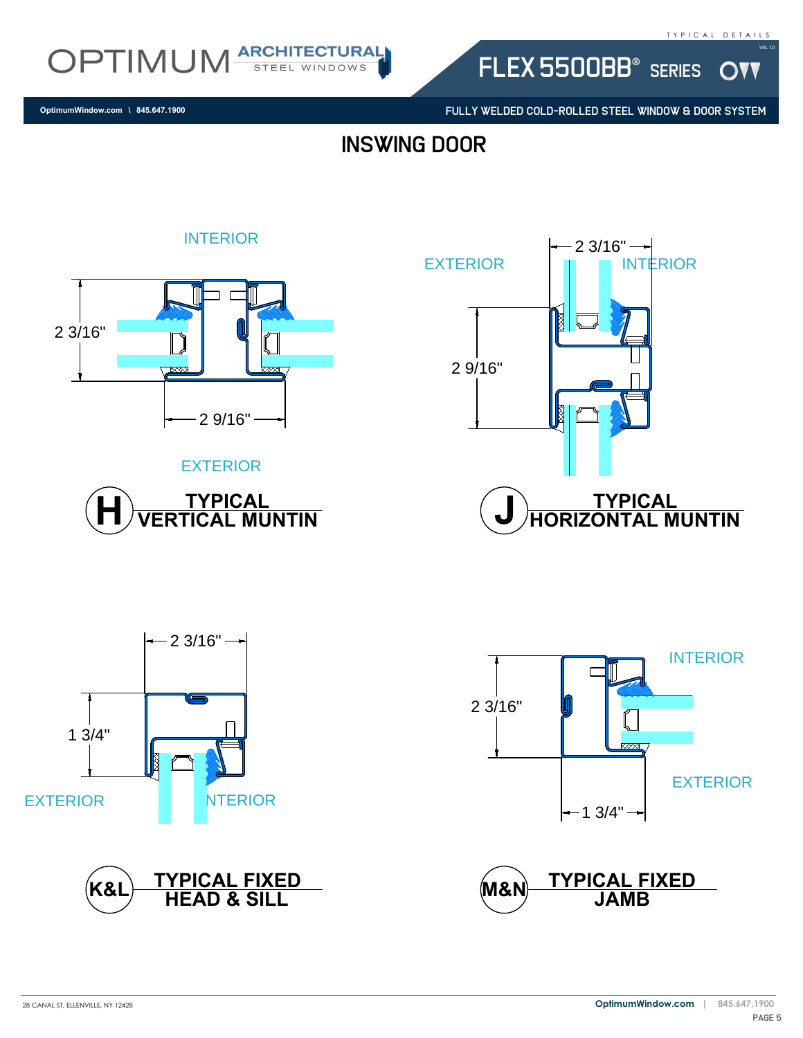# INSWING DOOR

INTERIOR

2 3/16"

2 9/16"

EXTERIOR

**H** TYPICAL VERTICAL MUNTIN

2 3/16"

EXTERIOR

INTERIOR

2 9/16"

**J** TYPICAL HORIZONTAL MUNTIN

2 3/16"

1 3/4"

EXTERIOR

INTERIOR

**K&L** TYPICAL FIXED HEAD & SILL

INTERIOR

2 3/16"

EXTERIOR

1 3/4"

**M&N** TYPICAL FIXED JAMB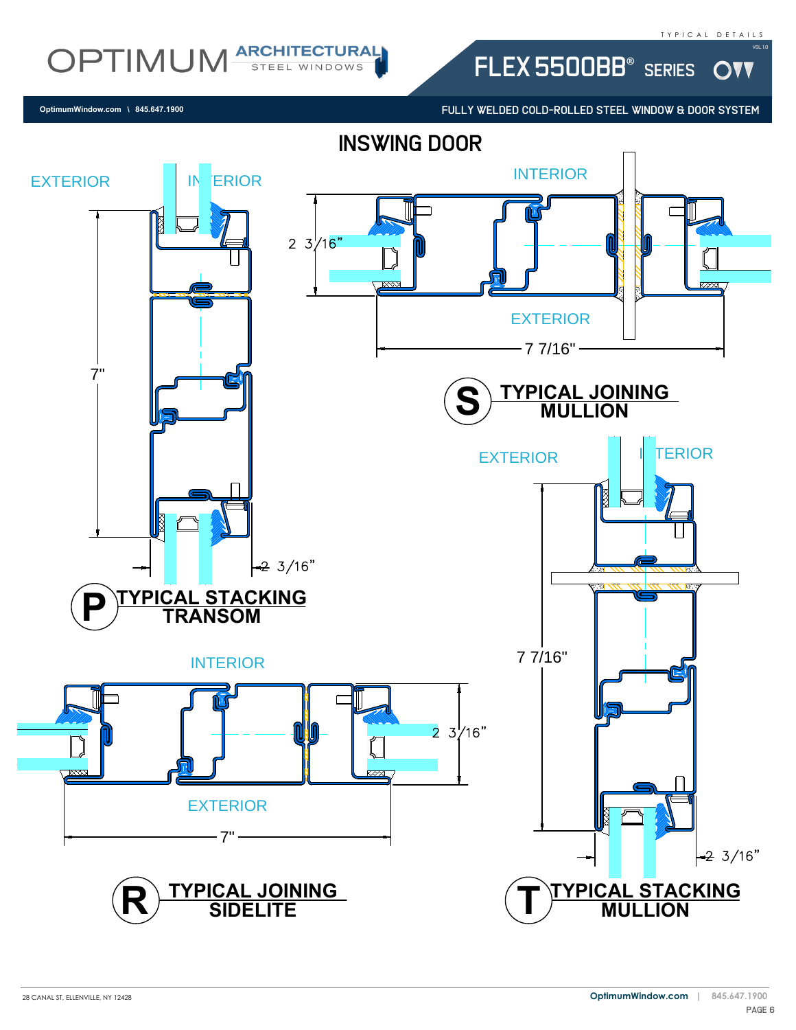# INSWING DOOR

EXTERIOR

INTERIOR

7"

2 3/16"

## P TYPICAL STACKING TRANSOM

INTERIOR

2 3/16"

EXTERIOR

7 7/16"

## S TYPICAL JOINING MULLION

INTERIOR

2 3/16"

EXTERIOR

7"

## R TYPICAL JOINING SIDELITE

EXTERIOR

INTERIOR

7 7/16"

2 3/16"

## T TYPICAL STACKING MULLION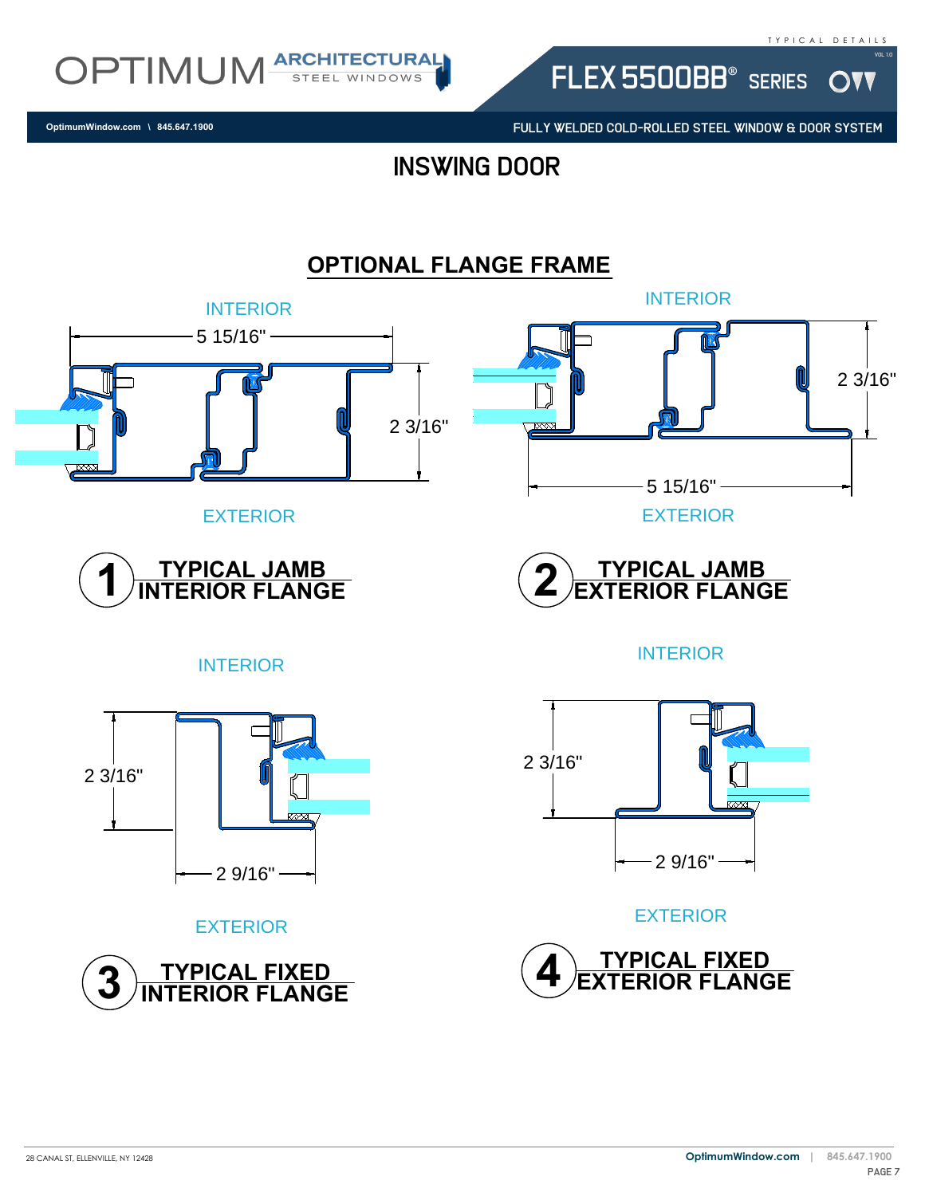# INSWING DOOR

## OPTIONAL FLANGE FRAME

INTERIOR

5 15/16"

2 3/16"

EXTERIOR

**1 TYPICAL JAMB INTERIOR FLANGE**

INTERIOR

2 3/16"

5 15/16"

EXTERIOR

**2 TYPICAL JAMB EXTERIOR FLANGE**

INTERIOR

2 3/16"

2 9/16"

EXTERIOR

**3 TYPICAL FIXED INTERIOR FLANGE**

INTERIOR

2 3/16"

2 9/16"

EXTERIOR

**4 TYPICAL FIXED EXTERIOR FLANGE**